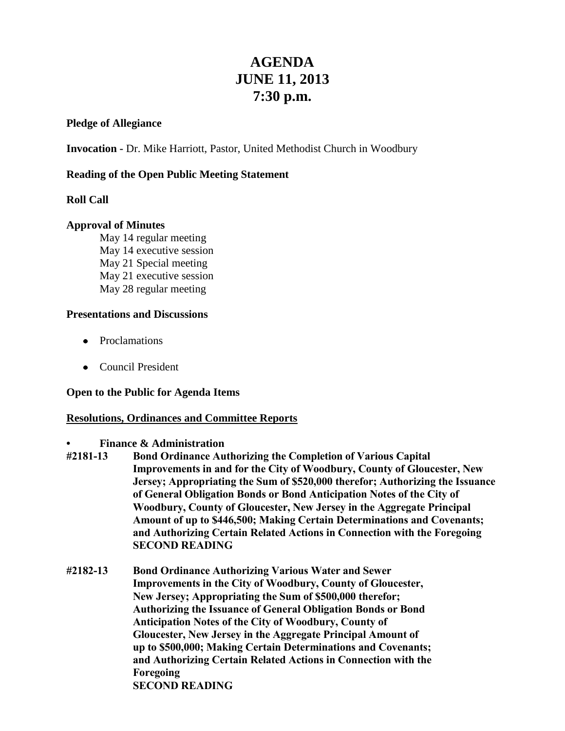# AGENDA
# JUNE 11, 2013
# 7:30 p.m.

**Pledge of Allegiance**

**Invocation -** Dr. Mike Harriott, Pastor, United Methodist Church in Woodbury

**Reading of the Open Public Meeting Statement**

**Roll Call**

**Approval of Minutes**

May 14 regular meeting
May 14 executive session
May 21 Special meeting
May 21 executive session
May 28 regular meeting

**Presentations and Discussions**

- Proclamations
- Council President

**Open to the Public for Agenda Items**

**Resolutions, Ordinances and Committee Reports**

- **Finance & Administration**

**#2181-13** **Bond Ordinance Authorizing the Completion of Various Capital Improvements in and for the City of Woodbury, County of Gloucester, New Jersey; Appropriating the Sum of $520,000 therefor; Authorizing the Issuance of General Obligation Bonds or Bond Anticipation Notes of the City of Woodbury, County of Gloucester, New Jersey in the Aggregate Principal Amount of up to $446,500; Making Certain Determinations and Covenants; and Authorizing Certain Related Actions in Connection with the Foregoing**
**SECOND READING**

**#2182-13** **Bond Ordinance Authorizing Various Water and Sewer Improvements in the City of Woodbury, County of Gloucester, New Jersey; Appropriating the Sum of $500,000 therefor; Authorizing the Issuance of General Obligation Bonds or Bond Anticipation Notes of the City of Woodbury, County of Gloucester, New Jersey in the Aggregate Principal Amount of up to $500,000; Making Certain Determinations and Covenants; and Authorizing Certain Related Actions in Connection with the Foregoing**
**SECOND READING**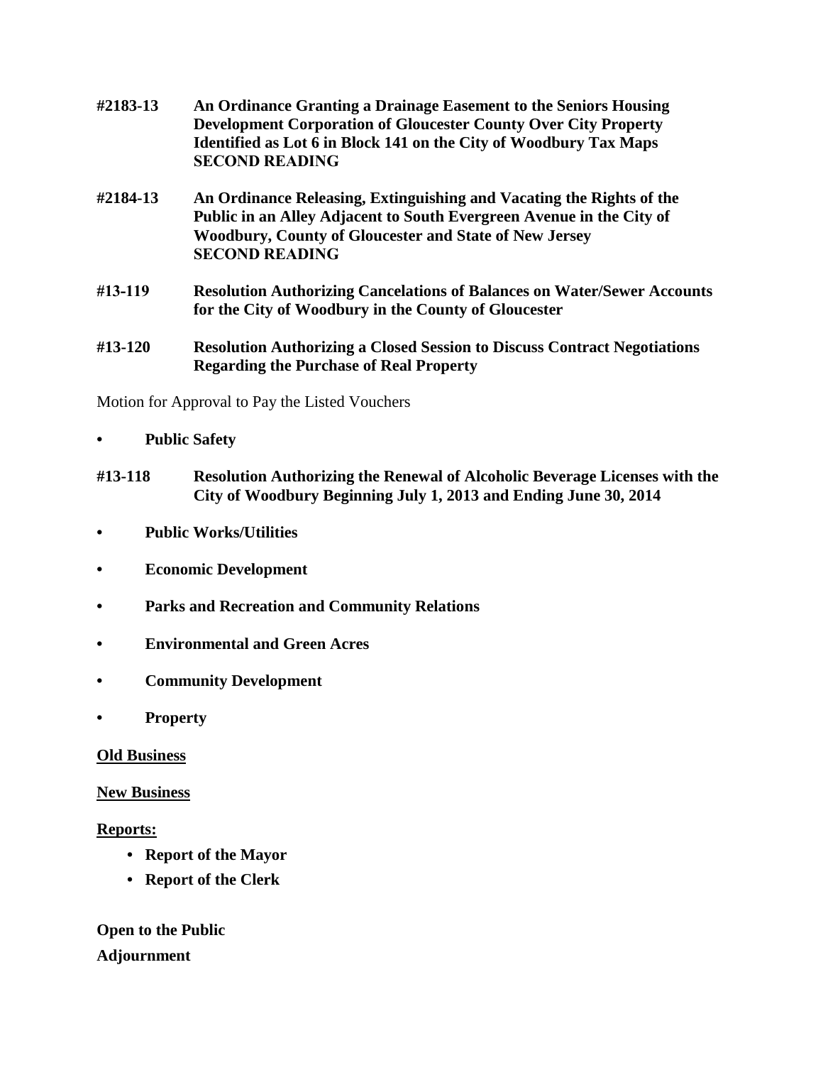**#2183-13** **An Ordinance Granting a Drainage Easement to the Seniors Housing Development Corporation of Gloucester County Over City Property Identified as Lot 6 in Block 141 on the City of Woodbury Tax Maps SECOND READING**

**#2184-13** **An Ordinance Releasing, Extinguishing and Vacating the Rights of the Public in an Alley Adjacent to South Evergreen Avenue in the City of Woodbury, County of Gloucester and State of New Jersey SECOND READING**

**#13-119** **Resolution Authorizing Cancelations of Balances on Water/Sewer Accounts for the City of Woodbury in the County of Gloucester**

**#13-120** **Resolution Authorizing a Closed Session to Discuss Contract Negotiations Regarding the Purchase of Real Property**

Motion for Approval to Pay the Listed Vouchers

- **Public Safety**

**#13-118** **Resolution Authorizing the Renewal of Alcoholic Beverage Licenses with the City of Woodbury Beginning July 1, 2013 and Ending June 30, 2014**

- **Public Works/Utilities**
- **Economic Development**
- **Parks and Recreation and Community Relations**
- **Environmental and Green Acres**
- **Community Development**
- **Property**

**Old Business**

**New Business**

**Reports:**

- **Report of the Mayor**
- **Report of the Clerk**

**Open to the Public**

**Adjournment**